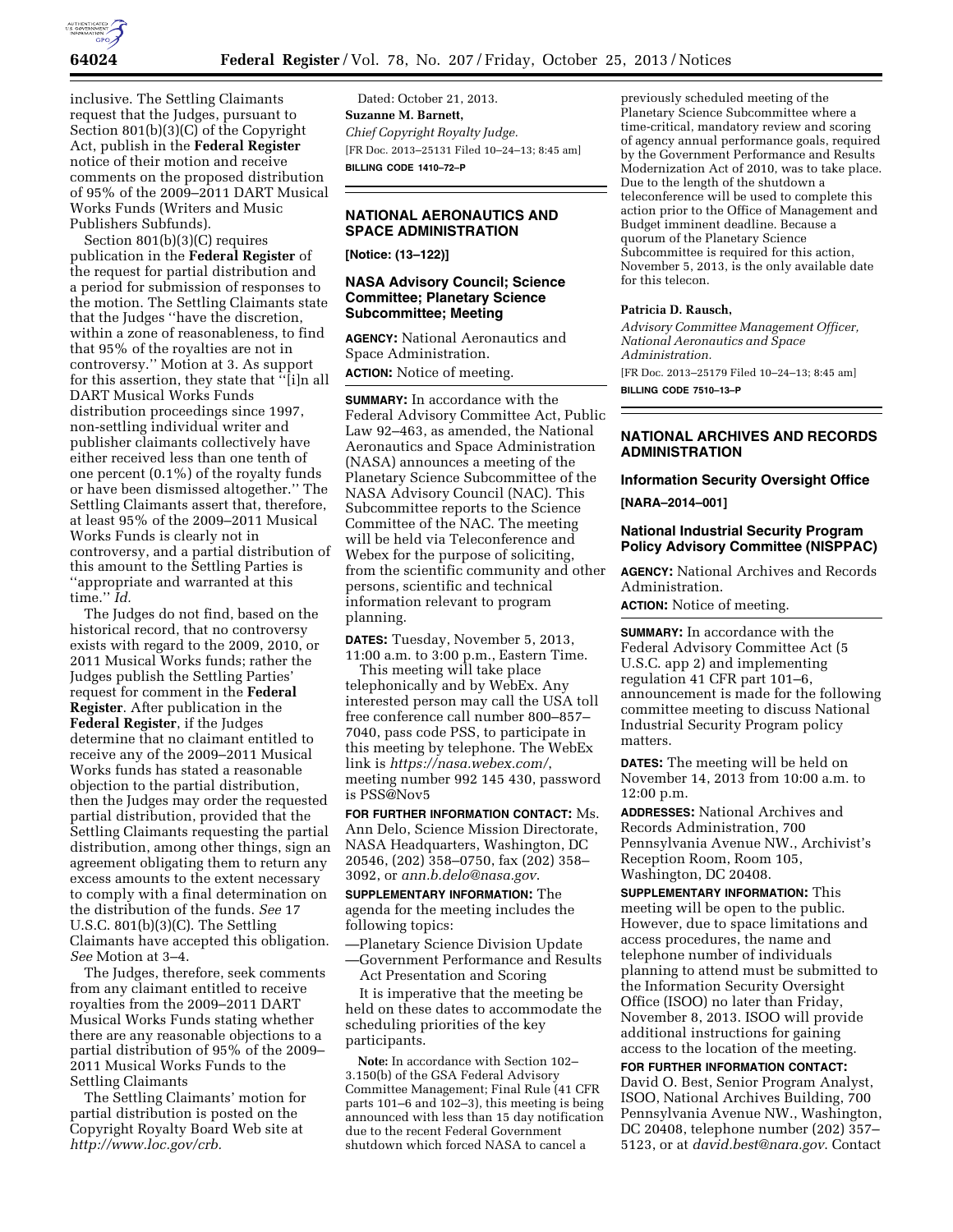inclusive. The Settling Claimants request that the Judges, pursuant to Section 801(b)(3)(C) of the Copyright Act, publish in the **Federal Register** notice of their motion and receive comments on the proposed distribution of 95% of the 2009–2011 DART Musical Works Funds (Writers and Music Publishers Subfunds).

Section 801(b)(3)(C) requires publication in the **Federal Register** of the request for partial distribution and a period for submission of responses to the motion. The Settling Claimants state that the Judges ''have the discretion, within a zone of reasonableness, to find that 95% of the royalties are not in controversy.'' Motion at 3. As support for this assertion, they state that ''[i]n all DART Musical Works Funds distribution proceedings since 1997, non-settling individual writer and publisher claimants collectively have either received less than one tenth of one percent (0.1%) of the royalty funds or have been dismissed altogether.'' The Settling Claimants assert that, therefore, at least 95% of the 2009–2011 Musical Works Funds is clearly not in controversy, and a partial distribution of this amount to the Settling Parties is ''appropriate and warranted at this time.'' *Id.*

The Judges do not find, based on the historical record, that no controversy exists with regard to the 2009, 2010, or 2011 Musical Works funds; rather the Judges publish the Settling Parties' request for comment in the **Federal Register**. After publication in the **Federal Register**, if the Judges determine that no claimant entitled to receive any of the 2009–2011 Musical Works funds has stated a reasonable objection to the partial distribution, then the Judges may order the requested partial distribution, provided that the Settling Claimants requesting the partial distribution, among other things, sign an agreement obligating them to return any excess amounts to the extent necessary to comply with a final determination on the distribution of the funds. *See* 17 U.S.C. 801(b)(3)(C). The Settling Claimants have accepted this obligation. *See* Motion at 3–4.

The Judges, therefore, seek comments from any claimant entitled to receive royalties from the 2009–2011 DART Musical Works Funds stating whether there are any reasonable objections to a partial distribution of 95% of the 2009–2011 Musical Works Funds to the Settling Claimants

The Settling Claimants' motion for partial distribution is posted on the Copyright Royalty Board Web site at *http://www.loc.gov/crb.*

Dated: October 21, 2013.

**Suzanne M. Barnett,**

*Chief Copyright Royalty Judge.*

[FR Doc. 2013–25131 Filed 10–24–13; 8:45 am]

**BILLING CODE 1410–72–P**

## NATIONAL AERONAUTICS AND SPACE ADMINISTRATION

**[Notice: (13–122)]**

### NASA Advisory Council; Science Committee; Planetary Science Subcommittee; Meeting

**AGENCY:** National Aeronautics and Space Administration.

**ACTION:** Notice of meeting.

**SUMMARY:** In accordance with the Federal Advisory Committee Act, Public Law 92–463, as amended, the National Aeronautics and Space Administration (NASA) announces a meeting of the Planetary Science Subcommittee of the NASA Advisory Council (NAC). This Subcommittee reports to the Science Committee of the NAC. The meeting will be held via Teleconference and Webex for the purpose of soliciting, from the scientific community and other persons, scientific and technical information relevant to program planning.

**DATES:** Tuesday, November 5, 2013, 11:00 a.m. to 3:00 p.m., Eastern Time.

This meeting will take place telephonically and by WebEx. Any interested person may call the USA toll free conference call number 800–857–7040, pass code PSS, to participate in this meeting by telephone. The WebEx link is *https://nasa.webex.com/*, meeting number 992 145 430, password is PSS@Nov5

**FOR FURTHER INFORMATION CONTACT:** Ms. Ann Delo, Science Mission Directorate, NASA Headquarters, Washington, DC 20546, (202) 358–0750, fax (202) 358–3092, or *ann.b.delo@nasa.gov*.

**SUPPLEMENTARY INFORMATION:** The agenda for the meeting includes the following topics:

—Planetary Science Division Update

—Government Performance and Results Act Presentation and Scoring

It is imperative that the meeting be held on these dates to accommodate the scheduling priorities of the key participants.

**Note:** In accordance with Section 102–3.150(b) of the GSA Federal Advisory Committee Management; Final Rule (41 CFR parts 101–6 and 102–3), this meeting is being announced with less than 15 day notification due to the recent Federal Government shutdown which forced NASA to cancel a previously scheduled meeting of the Planetary Science Subcommittee where a time-critical, mandatory review and scoring of agency annual performance goals, required by the Government Performance and Results Modernization Act of 2010, was to take place. Due to the length of the shutdown a teleconference will be used to complete this action prior to the Office of Management and Budget imminent deadline. Because a quorum of the Planetary Science Subcommittee is required for this action, November 5, 2013, is the only available date for this telecon.

**Patricia D. Rausch,**

*Advisory Committee Management Officer, National Aeronautics and Space Administration.*

[FR Doc. 2013–25179 Filed 10–24–13; 8:45 am]

**BILLING CODE 7510–13–P**

## NATIONAL ARCHIVES AND RECORDS ADMINISTRATION

### Information Security Oversight Office

**[NARA–2014–001]**

### National Industrial Security Program Policy Advisory Committee (NISPPAC)

**AGENCY:** National Archives and Records Administration.

**ACTION:** Notice of meeting.

**SUMMARY:** In accordance with the Federal Advisory Committee Act (5 U.S.C. app 2) and implementing regulation 41 CFR part 101–6, announcement is made for the following committee meeting to discuss National Industrial Security Program policy matters.

**DATES:** The meeting will be held on November 14, 2013 from 10:00 a.m. to 12:00 p.m.

**ADDRESSES:** National Archives and Records Administration, 700 Pennsylvania Avenue NW., Archivist's Reception Room, Room 105, Washington, DC 20408.

**SUPPLEMENTARY INFORMATION:** This meeting will be open to the public. However, due to space limitations and access procedures, the name and telephone number of individuals planning to attend must be submitted to the Information Security Oversight Office (ISOO) no later than Friday, November 8, 2013. ISOO will provide additional instructions for gaining access to the location of the meeting.

**FOR FURTHER INFORMATION CONTACT:** David O. Best, Senior Program Analyst, ISOO, National Archives Building, 700 Pennsylvania Avenue NW., Washington, DC 20408, telephone number (202) 357–5123, or at *david.best@nara.gov*. Contact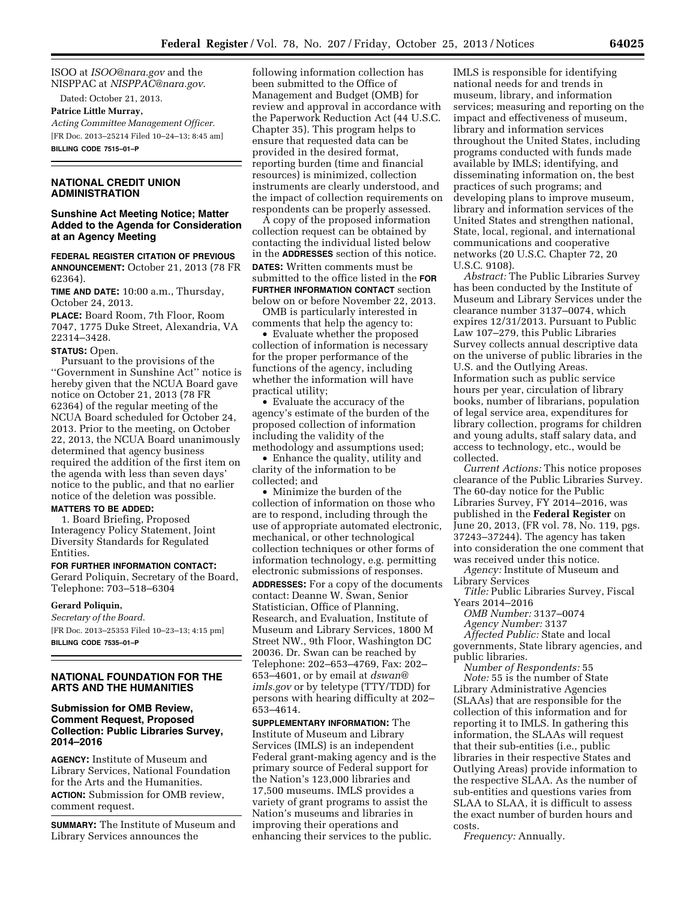ISOO at *ISOO@nara.gov* and the NISPPAC at *NISPPAC@nara.gov*.

Dated: October 21, 2013.

**Patrice Little Murray,**

*Acting Committee Management Officer.*

[FR Doc. 2013–25214 Filed 10–24–13; 8:45 am]

**BILLING CODE 7515–01–P**

## NATIONAL CREDIT UNION ADMINISTRATION

### Sunshine Act Meeting Notice; Matter Added to the Agenda for Consideration at an Agency Meeting

**FEDERAL REGISTER CITATION OF PREVIOUS ANNOUNCEMENT:** October 21, 2013 (78 FR 62364).

**TIME AND DATE:** 10:00 a.m., Thursday, October 24, 2013.

**PLACE:** Board Room, 7th Floor, Room 7047, 1775 Duke Street, Alexandria, VA 22314–3428.

**STATUS:** Open.

Pursuant to the provisions of the ''Government in Sunshine Act'' notice is hereby given that the NCUA Board gave notice on October 21, 2013 (78 FR 62364) of the regular meeting of the NCUA Board scheduled for October 24, 2013. Prior to the meeting, on October 22, 2013, the NCUA Board unanimously determined that agency business required the addition of the first item on the agenda with less than seven days' notice to the public, and that no earlier notice of the deletion was possible.

**MATTERS TO BE ADDED:**

1. Board Briefing, Proposed Interagency Policy Statement, Joint Diversity Standards for Regulated Entities.

**FOR FURTHER INFORMATION CONTACT:** Gerard Poliquin, Secretary of the Board, Telephone: 703–518–6304

**Gerard Poliquin,**

*Secretary of the Board.*

[FR Doc. 2013–25353 Filed 10–23–13; 4:15 pm]

**BILLING CODE 7535–01–P**

## NATIONAL FOUNDATION FOR THE ARTS AND THE HUMANITIES

### Submission for OMB Review, Comment Request, Proposed Collection: Public Libraries Survey, 2014–2016

**AGENCY:** Institute of Museum and Library Services, National Foundation for the Arts and the Humanities.

**ACTION:** Submission for OMB review, comment request.

**SUMMARY:** The Institute of Museum and Library Services announces the following information collection has been submitted to the Office of Management and Budget (OMB) for review and approval in accordance with the Paperwork Reduction Act (44 U.S.C. Chapter 35). This program helps to ensure that requested data can be provided in the desired format, reporting burden (time and financial resources) is minimized, collection instruments are clearly understood, and the impact of collection requirements on respondents can be properly assessed.

A copy of the proposed information collection request can be obtained by contacting the individual listed below in the **ADDRESSES** section of this notice.

**DATES:** Written comments must be submitted to the office listed in the **FOR FURTHER INFORMATION CONTACT** section below on or before November 22, 2013.

OMB is particularly interested in comments that help the agency to:

• Evaluate whether the proposed collection of information is necessary for the proper performance of the functions of the agency, including whether the information will have practical utility;

• Evaluate the accuracy of the agency's estimate of the burden of the proposed collection of information including the validity of the methodology and assumptions used;

• Enhance the quality, utility and clarity of the information to be collected; and

• Minimize the burden of the collection of information on those who are to respond, including through the use of appropriate automated electronic, mechanical, or other technological collection techniques or other forms of information technology, e.g. permitting electronic submissions of responses.

**ADDRESSES:** For a copy of the documents contact: Deanne W. Swan, Senior Statistician, Office of Planning, Research, and Evaluation, Institute of Museum and Library Services, 1800 M Street NW., 9th Floor, Washington DC 20036. Dr. Swan can be reached by Telephone: 202–653–4769, Fax: 202–653–4601, or by email at *dswan@imls.gov* or by teletype (TTY/TDD) for persons with hearing difficulty at 202–653–4614.

**SUPPLEMENTARY INFORMATION:** The Institute of Museum and Library Services (IMLS) is an independent Federal grant-making agency and is the primary source of Federal support for the Nation's 123,000 libraries and 17,500 museums. IMLS provides a variety of grant programs to assist the Nation's museums and libraries in improving their operations and enhancing their services to the public. IMLS is responsible for identifying national needs for and trends in museum, library, and information services; measuring and reporting on the impact and effectiveness of museum, library and information services throughout the United States, including programs conducted with funds made available by IMLS; identifying, and disseminating information on, the best practices of such programs; and developing plans to improve museum, library and information services of the United States and strengthen national, State, local, regional, and international communications and cooperative networks (20 U.S.C. Chapter 72, 20 U.S.C. 9108).

*Abstract:* The Public Libraries Survey has been conducted by the Institute of Museum and Library Services under the clearance number 3137–0074, which expires 12/31/2013. Pursuant to Public Law 107–279, this Public Libraries Survey collects annual descriptive data on the universe of public libraries in the U.S. and the Outlying Areas. Information such as public service hours per year, circulation of library books, number of librarians, population of legal service area, expenditures for library collection, programs for children and young adults, staff salary data, and access to technology, etc., would be collected.

*Current Actions:* This notice proposes clearance of the Public Libraries Survey. The 60-day notice for the Public Libraries Survey, FY 2014–2016, was published in the **Federal Register** on June 20, 2013, (FR vol. 78, No. 119, pgs. 37243–37244). The agency has taken into consideration the one comment that was received under this notice.

*Agency:* Institute of Museum and Library Services

*Title:* Public Libraries Survey, Fiscal Years 2014–2016

*OMB Number:* 3137–0074

*Agency Number:* 3137

*Affected Public:* State and local governments, State library agencies, and public libraries.

*Number of Respondents:* 55

*Note:* 55 is the number of State Library Administrative Agencies (SLAAs) that are responsible for the collection of this information and for reporting it to IMLS. In gathering this information, the SLAAs will request that their sub-entities (i.e., public libraries in their respective States and Outlying Areas) provide information to the respective SLAA. As the number of sub-entities and questions varies from SLAA to SLAA, it is difficult to assess the exact number of burden hours and costs.

*Frequency:* Annually.